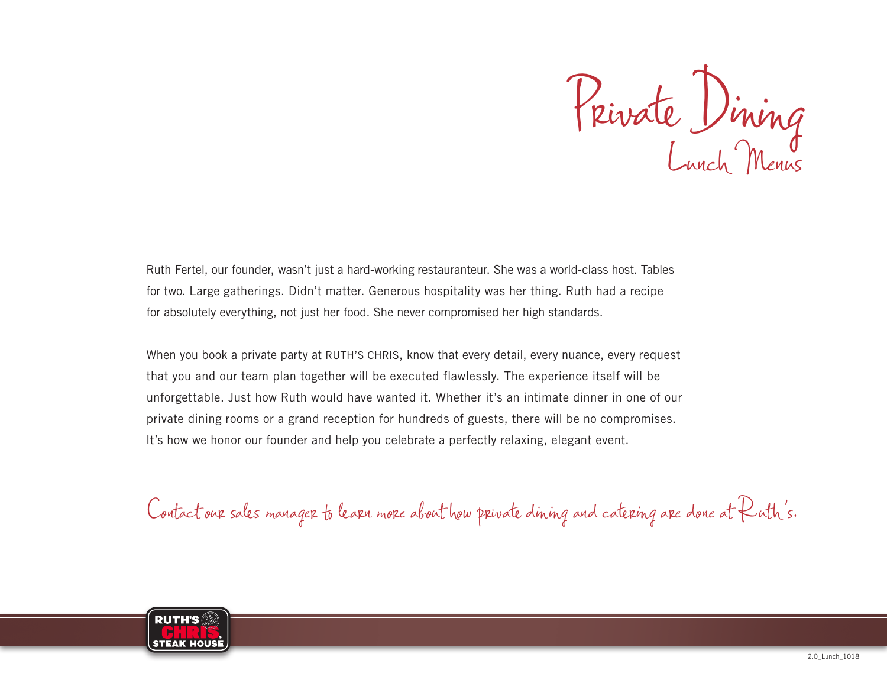# Private Dining

## Lunch Menus

Ruth Fertel, our founder, wasn't just a hard-working restauranteur. She was a world-class host. Tables for two. Large gatherings. Didn't matter. Generous hospitality was her thing. Ruth had a recipe for absolutely everything, not just her food. She never compromised her high standards.

When you book a private party at RUTH'S CHRIS, know that every detail, every nuance, every request that you and our team plan together will be executed flawlessly. The experience itself will be unforgettable. Just how Ruth would have wanted it. Whether it's an intimate dinner in one of our private dining rooms or a grand reception for hundreds of guests, there will be no compromises. It's how we honor our founder and help you celebrate a perfectly relaxing, elegant event.

*Contact our sales manager to learn more about how private dining and catering are done at Ruth's.*

RUTH'S CHRIS STEAK HOUSE

2.0_Lunch_1018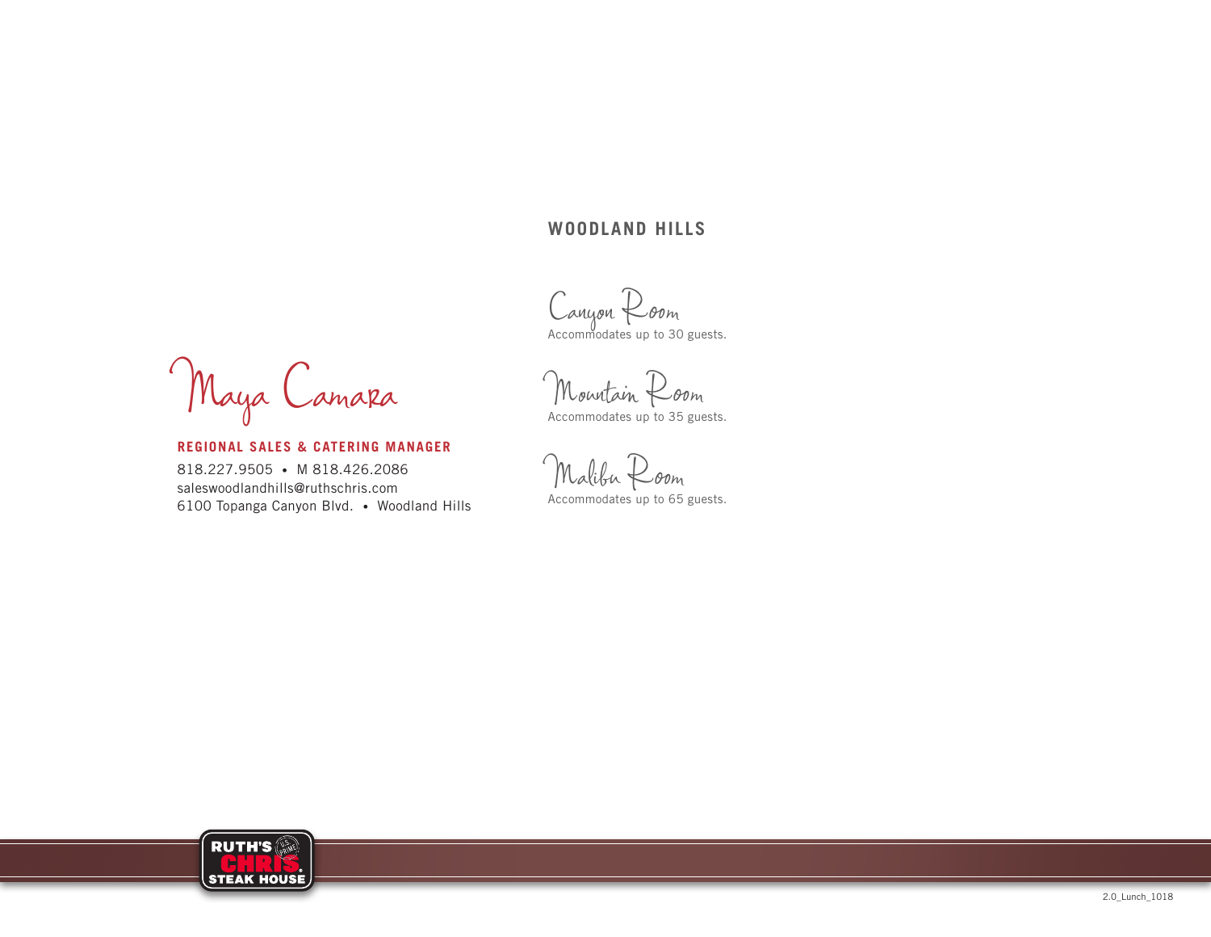Maya Camara

**REGIONAL SALES & CATERING MANAGER**

818.227.9505 • M 818.426.2086
saleswoodlandhills@ruthschris.com
6100 Topanga Canyon Blvd. • Woodland Hills

## WOODLAND HILLS

### Canyon Room
Accommodates up to 30 guests.

### Mountain Room
Accommodates up to 35 guests.

### Malibu Room
Accommodates up to 65 guests.

RUTH'S CHRIS STEAK HOUSE

2.0_Lunch_1018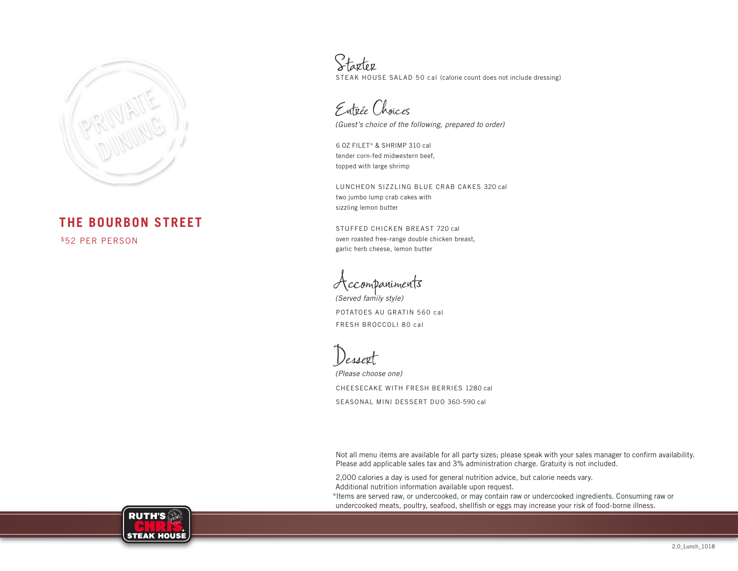PRIVATE DINING

# THE BOURBON STREET

$52 PER PERSON

## Starter

STEAK HOUSE SALAD 50 cal (calorie count does not include dressing)

## Entrée Choices

*(Guest's choice of the following, prepared to order)*

6 OZ FILET* & SHRIMP 310 cal
tender corn-fed midwestern beef,
topped with large shrimp

LUNCHEON SIZZLING BLUE CRAB CAKES 320 cal
two jumbo lump crab cakes with
sizzling lemon butter

STUFFED CHICKEN BREAST 720 cal
oven roasted free-range double chicken breast,
garlic herb cheese, lemon butter

## Accompaniments

*(Served family style)*

POTATOES AU GRATIN 560 cal

FRESH BROCCOLI 80 cal

## Dessert

*(Please choose one)*

CHEESECAKE WITH FRESH BERRIES 1280 cal

SEASONAL MINI DESSERT DUO 360-590 cal

Not all menu items are available for all party sizes; please speak with your sales manager to confirm availability.
Please add applicable sales tax and 3% administration charge. Gratuity is not included.

2,000 calories a day is used for general nutrition advice, but calorie needs vary.
Additional nutrition information available upon request.
*Items are served raw, or undercooked, or may contain raw or undercooked ingredients. Consuming raw or undercooked meats, poultry, seafood, shellfish or eggs may increase your risk of food-borne illness.

RUTH'S CHRIS STEAK HOUSE

2.0_Lunch_1018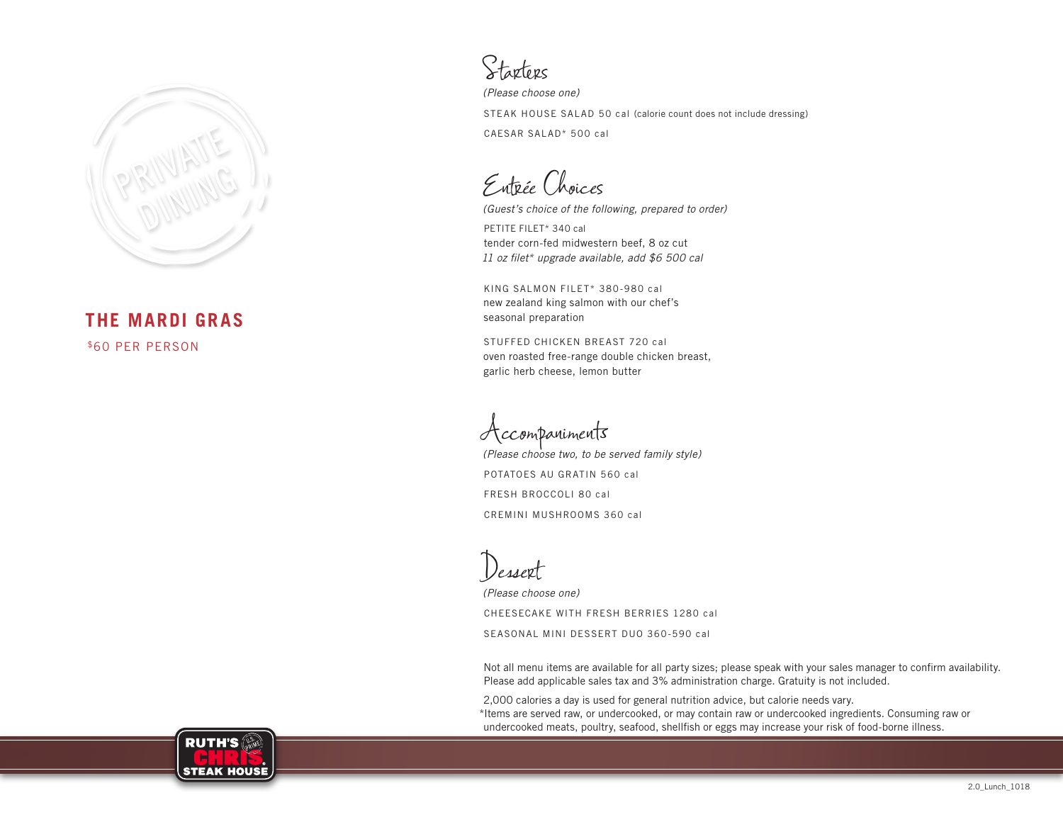PRIVATE DINING

## THE MARDI GRAS

$60 PER PERSON

### Starters

*(Please choose one)*

STEAK HOUSE SALAD 50 cal (calorie count does not include dressing)

CAESAR SALAD* 500 cal

### Entrée Choices

*(Guest's choice of the following, prepared to order)*

PETITE FILET* 340 cal
tender corn-fed midwestern beef, 8 oz cut
*11 oz filet* upgrade available, add $6 500 cal*

KING SALMON FILET* 380-980 cal
new zealand king salmon with our chef's seasonal preparation

STUFFED CHICKEN BREAST 720 cal
oven roasted free-range double chicken breast, garlic herb cheese, lemon butter

### Accompaniments

*(Please choose two, to be served family style)*

POTATOES AU GRATIN 560 cal

FRESH BROCCOLI 80 cal

CREMINI MUSHROOMS 360 cal

### Dessert

*(Please choose one)*

CHEESECAKE WITH FRESH BERRIES 1280 cal

SEASONAL MINI DESSERT DUO 360-590 cal

Not all menu items are available for all party sizes; please speak with your sales manager to confirm availability. Please add applicable sales tax and 3% administration charge. Gratuity is not included.

2,000 calories a day is used for general nutrition advice, but calorie needs vary.
*Items are served raw, or undercooked, or may contain raw or undercooked ingredients. Consuming raw or undercooked meats, poultry, seafood, shellfish or eggs may increase your risk of food-borne illness.

RUTH'S CHRIS STEAK HOUSE

2.0_Lunch_1018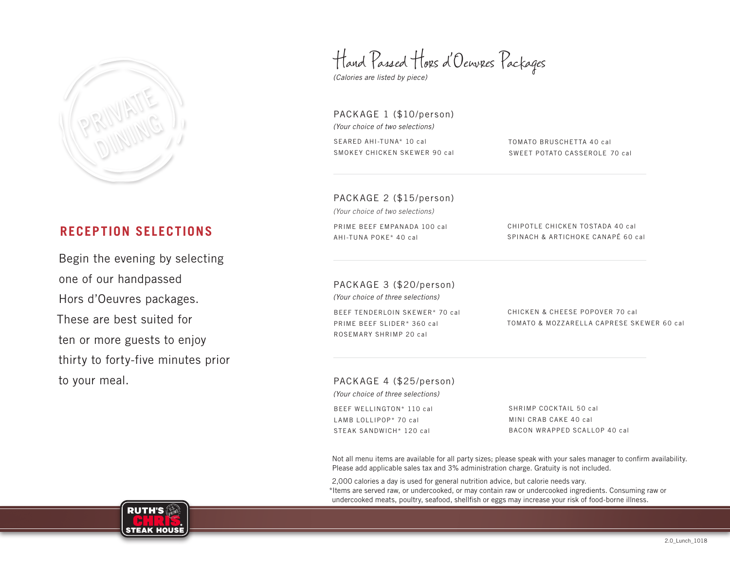PRIVATE DINING

## RECEPTION SELECTIONS

Begin the evening by selecting one of our handpassed Hors d'Oeuvres packages. These are best suited for ten or more guests to enjoy thirty to forty-five minutes prior to your meal.

# Hand Passed Hors d'Oeuvres Packages

*(Calories are listed by piece)*

### PACKAGE 1 ($10/person)

*(Your choice of two selections)*

SEARED AHI-TUNA* 10 cal
SMOKEY CHICKEN SKEWER 90 cal
TOMATO BRUSCHETTA 40 cal
SWEET POTATO CASSEROLE 70 cal

### PACKAGE 2 ($15/person)

*(Your choice of two selections)*

PRIME BEEF EMPANADA 100 cal
AHI-TUNA POKE* 40 cal
CHIPOTLE CHICKEN TOSTADA 40 cal
SPINACH & ARTICHOKE CANAPÉ 60 cal

### PACKAGE 3 ($20/person)

*(Your choice of three selections)*

BEEF TENDERLOIN SKEWER* 70 cal
PRIME BEEF SLIDER* 360 cal
ROSEMARY SHRIMP 20 cal
CHICKEN & CHEESE POPOVER 70 cal
TOMATO & MOZZARELLA CAPRESE SKEWER 60 cal

### PACKAGE 4 ($25/person)

*(Your choice of three selections)*

BEEF WELLINGTON* 110 cal
LAMB LOLLIPOP* 70 cal
STEAK SANDWICH* 120 cal
SHRIMP COCKTAIL 50 cal
MINI CRAB CAKE 40 cal
BACON WRAPPED SCALLOP 40 cal

Not all menu items are available for all party sizes; please speak with your sales manager to confirm availability.
Please add applicable sales tax and 3% administration charge. Gratuity is not included.

2,000 calories a day is used for general nutrition advice, but calorie needs vary.
*Items are served raw, or undercooked, or may contain raw or undercooked ingredients. Consuming raw or undercooked meats, poultry, seafood, shellfish or eggs may increase your risk of food-borne illness.

RUTH'S CHRIS STEAK HOUSE

2.0_Lunch_1018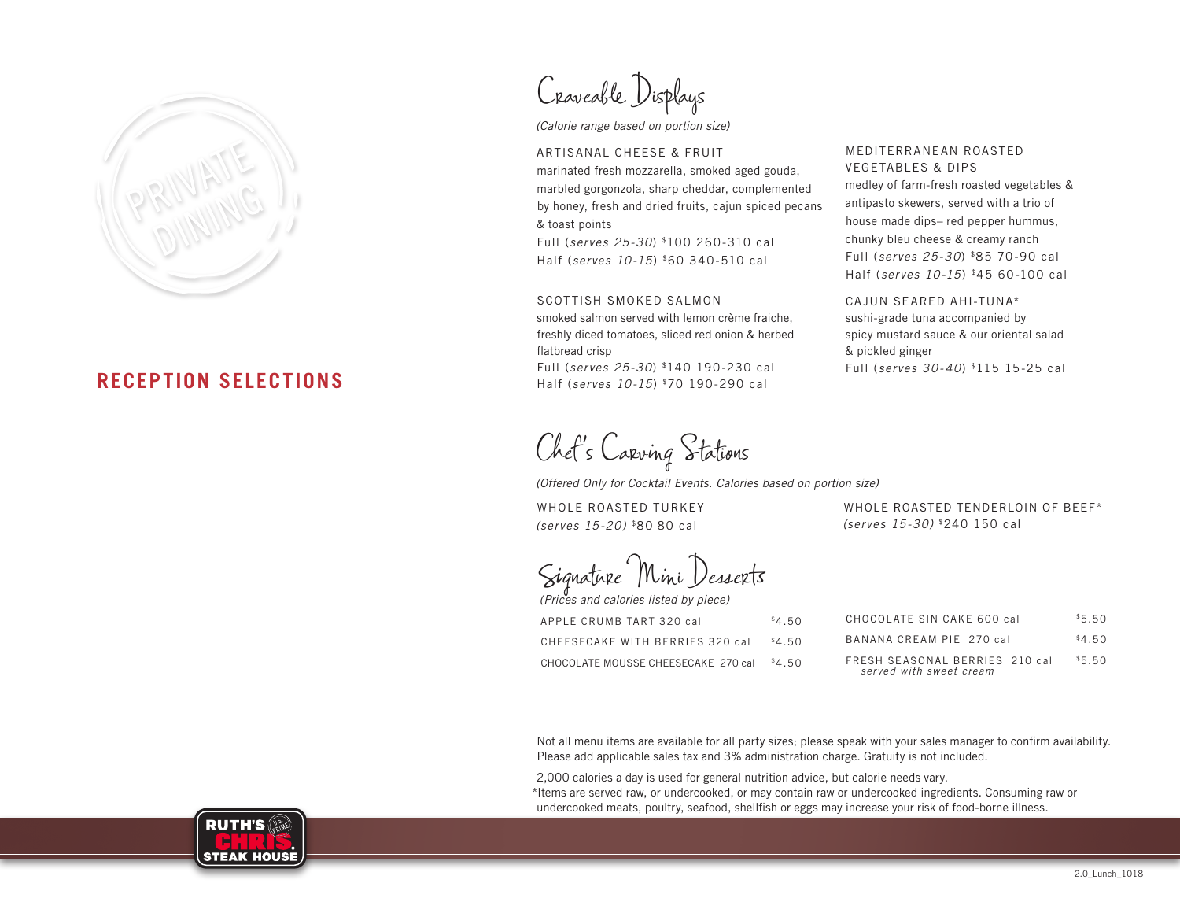PRIVATE DINING

## RECEPTION SELECTIONS

# Craveable Displays

*(Calorie range based on portion size)*

### ARTISANAL CHEESE & FRUIT

marinated fresh mozzarella, smoked aged gouda, marbled gorgonzola, sharp cheddar, complemented by honey, fresh and dried fruits, cajun spiced pecans & toast points

Full (*serves 25-30*) $100 260-310 cal

Half (*serves 10-15*) $60 340-510 cal

### SCOTTISH SMOKED SALMON

smoked salmon served with lemon crème fraiche, freshly diced tomatoes, sliced red onion & herbed flatbread crisp

Full (*serves 25-30*) $140 190-230 cal

Half (*serves 10-15*) $70 190-290 cal

### MEDITERRANEAN ROASTED VEGETABLES & DIPS

medley of farm-fresh roasted vegetables & antipasto skewers, served with a trio of house made dips– red pepper hummus, chunky bleu cheese & creamy ranch

Full (*serves 25-30*) $85 70-90 cal

Half (*serves 10-15*) $45 60-100 cal

### CAJUN SEARED AHI-TUNA*

sushi-grade tuna accompanied by spicy mustard sauce & our oriental salad & pickled ginger

Full (*serves 30-40*) $115 15-25 cal

# Chef's Carving Stations

*(Offered Only for Cocktail Events. Calories based on portion size)*

### WHOLE ROASTED TURKEY

*(serves 15-20)* $80 80 cal

### WHOLE ROASTED TENDERLOIN OF BEEF*

*(serves 15-30)* $240 150 cal

# Signature Mini Desserts

*(Prices and calories listed by piece)*

| Item | Price |
|---|---|
| APPLE CRUMB TART 320 cal | $4.50 |
| CHEESECAKE WITH BERRIES 320 cal | $4.50 |
| CHOCOLATE MOUSSE CHEESECAKE 270 cal | $4.50 |
| CHOCOLATE SIN CAKE 600 cal | $5.50 |
| BANANA CREAM PIE 270 cal | $4.50 |
| FRESH SEASONAL BERRIES 210 cal *served with sweet cream* | $5.50 |

Not all menu items are available for all party sizes; please speak with your sales manager to confirm availability. Please add applicable sales tax and 3% administration charge. Gratuity is not included.

2,000 calories a day is used for general nutrition advice, but calorie needs vary.

*Items are served raw, or undercooked, or may contain raw or undercooked ingredients. Consuming raw or undercooked meats, poultry, seafood, shellfish or eggs may increase your risk of food-borne illness.

RUTH'S CHRIS STEAK HOUSE

2.0_Lunch_1018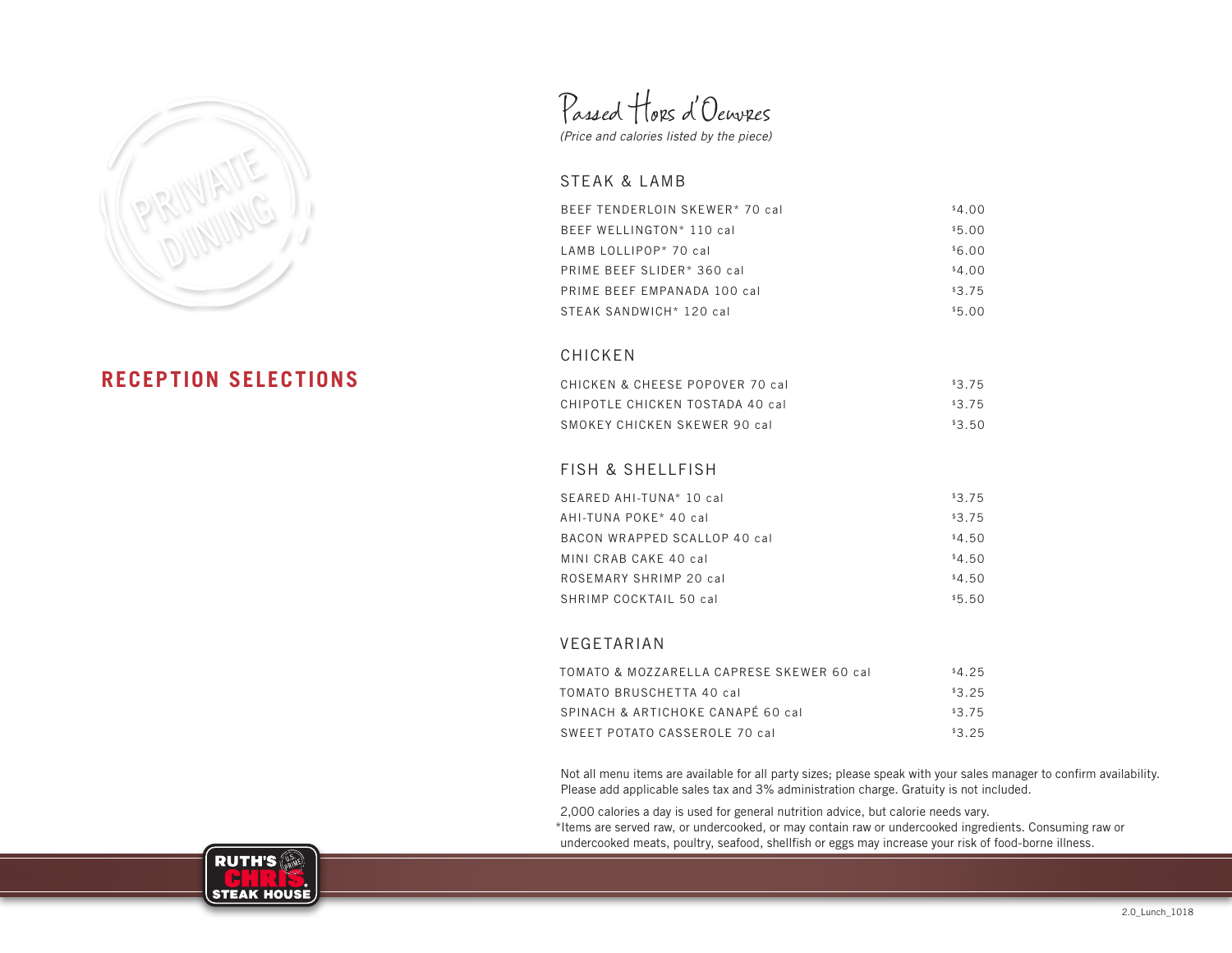PRIVATE DINING

## RECEPTION SELECTIONS

# Passed Hors d'Oeuvres

*(Price and calories listed by the piece)*

### STEAK & LAMB

| | |
|---|---|
| BEEF TENDERLOIN SKEWER* 70 cal | $4.00 |
| BEEF WELLINGTON* 110 cal | $5.00 |
| LAMB LOLLIPOP* 70 cal | $6.00 |
| PRIME BEEF SLIDER* 360 cal | $4.00 |
| PRIME BEEF EMPANADA 100 cal | $3.75 |
| STEAK SANDWICH* 120 cal | $5.00 |

### CHICKEN

| | |
|---|---|
| CHICKEN & CHEESE POPOVER 70 cal | $3.75 |
| CHIPOTLE CHICKEN TOSTADA 40 cal | $3.75 |
| SMOKEY CHICKEN SKEWER 90 cal | $3.50 |

### FISH & SHELLFISH

| | |
|---|---|
| SEARED AHI-TUNA* 10 cal | $3.75 |
| AHI-TUNA POKE* 40 cal | $3.75 |
| BACON WRAPPED SCALLOP 40 cal | $4.50 |
| MINI CRAB CAKE 40 cal | $4.50 |
| ROSEMARY SHRIMP 20 cal | $4.50 |
| SHRIMP COCKTAIL 50 cal | $5.50 |

### VEGETARIAN

| | |
|---|---|
| TOMATO & MOZZARELLA CAPRESE SKEWER 60 cal | $4.25 |
| TOMATO BRUSCHETTA 40 cal | $3.25 |
| SPINACH & ARTICHOKE CANAPÉ 60 cal | $3.75 |
| SWEET POTATO CASSEROLE 70 cal | $3.25 |

Not all menu items are available for all party sizes; please speak with your sales manager to confirm availability. Please add applicable sales tax and 3% administration charge. Gratuity is not included.

2,000 calories a day is used for general nutrition advice, but calorie needs vary.
*Items are served raw, or undercooked, or may contain raw or undercooked ingredients. Consuming raw or undercooked meats, poultry, seafood, shellfish or eggs may increase your risk of food-borne illness.

RUTH'S CHRIS STEAK HOUSE

2.0_Lunch_1018